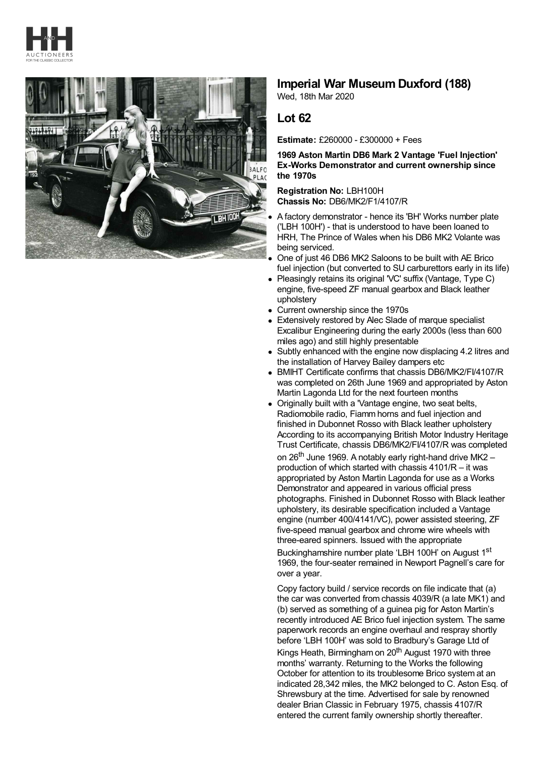# Imperial War Museum Duxford (188)

Wed, 18th Mar 2020

## Lot 62

**Estimate:** £260000 - £300000 + Fees

**1969 Aston Martin DB6 Mark 2 Vantage 'Fuel Injection' Ex-Works Demonstrator and current ownership since the 1970s**

**Registration No:** LBH100H
**Chassis No:** DB6/MK2/F1/4107/R

- A factory demonstrator - hence its 'BH' Works number plate ('LBH 100H') - that is understood to have been loaned to HRH, The Prince of Wales when his DB6 MK2 Volante was being serviced.
- One of just 46 DB6 MK2 Saloons to be built with AE Brico fuel injection (but converted to SU carburettors early in its life)
- Pleasingly retains its original 'VC' suffix (Vantage, Type C) engine, five-speed ZF manual gearbox and Black leather upholstery
- Current ownership since the 1970s
- Extensively restored by Alec Slade of marque specialist Excalibur Engineering during the early 2000s (less than 600 miles ago) and still highly presentable
- Subtly enhanced with the engine now displacing 4.2 litres and the installation of Harvey Bailey dampers etc
- BMIHT Certificate confirms that chassis DB6/MK2/FI/4107/R was completed on 26th June 1969 and appropriated by Aston Martin Lagonda Ltd for the next fourteen months
- Originally built with a 'Vantage engine, two seat belts, Radiomobile radio, Fiamm horns and fuel injection and finished in Dubonnet Rosso with Black leather upholstery

According to its accompanying British Motor Industry Heritage Trust Certificate, chassis DB6/MK2/FI/4107/R was completed on 26th June 1969. A notably early right-hand drive MK2 – production of which started with chassis 4101/R – it was appropriated by Aston Martin Lagonda for use as a Works Demonstrator and appeared in various official press photographs. Finished in Dubonnet Rosso with Black leather upholstery, its desirable specification included a Vantage engine (number 400/4141/VC), power assisted steering, ZF five-speed manual gearbox and chrome wire wheels with three-eared spinners. Issued with the appropriate Buckinghamshire number plate 'LBH 100H' on August 1st 1969, the four-seater remained in Newport Pagnell's care for over a year.

Copy factory build / service records on file indicate that (a) the car was converted from chassis 4039/R (a late MK1) and (b) served as something of a guinea pig for Aston Martin's recently introduced AE Brico fuel injection system. The same paperwork records an engine overhaul and respray shortly before 'LBH 100H' was sold to Bradbury's Garage Ltd of Kings Heath, Birmingham on 20th August 1970 with three months' warranty. Returning to the Works the following October for attention to its troublesome Brico system at an indicated 28,342 miles, the MK2 belonged to C. Aston Esq. of Shrewsbury at the time. Advertised for sale by renowned dealer Brian Classic in February 1975, chassis 4107/R entered the current family ownership shortly thereafter.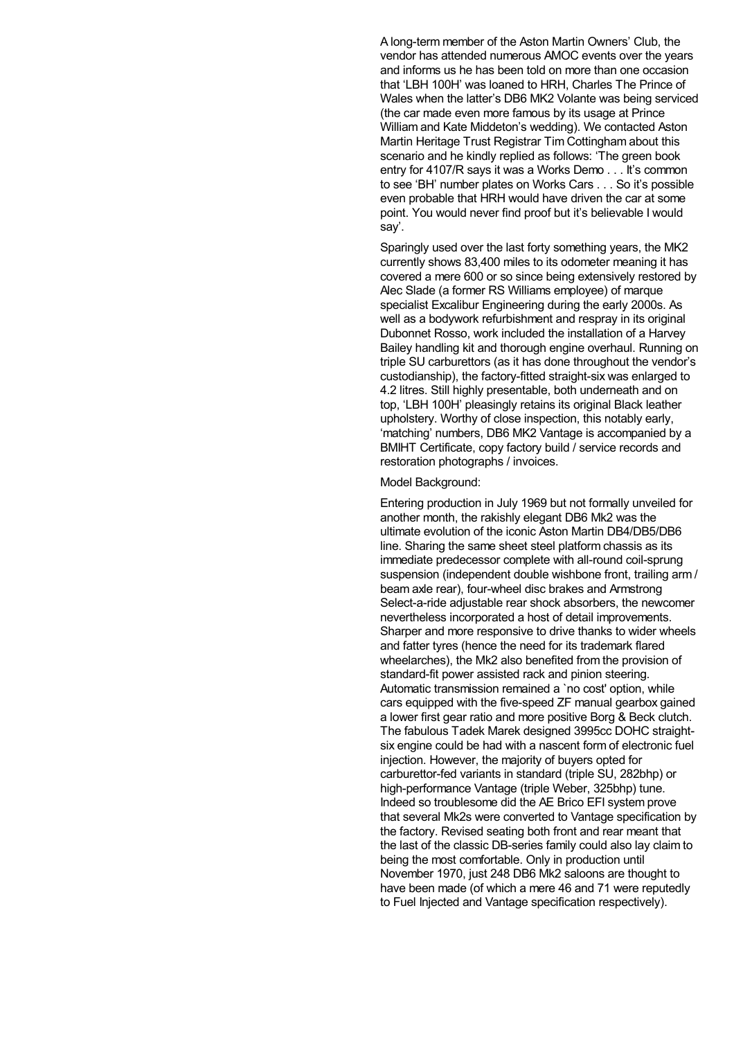A long-term member of the Aston Martin Owners' Club, the vendor has attended numerous AMOC events over the years and informs us he has been told on more than one occasion that 'LBH 100H' was loaned to HRH, Charles The Prince of Wales when the latter's DB6 MK2 Volante was being serviced (the car made even more famous by its usage at Prince William and Kate Middeton's wedding). We contacted Aston Martin Heritage Trust Registrar Tim Cottingham about this scenario and he kindly replied as follows: 'The green book entry for 4107/R says it was a Works Demo . . . It's common to see 'BH' number plates on Works Cars . . . So it's possible even probable that HRH would have driven the car at some point. You would never find proof but it's believable I would say'.

Sparingly used over the last forty something years, the MK2 currently shows 83,400 miles to its odometer meaning it has covered a mere 600 or so since being extensively restored by Alec Slade (a former RS Williams employee) of marque specialist Excalibur Engineering during the early 2000s. As well as a bodywork refurbishment and respray in its original Dubonnet Rosso, work included the installation of a Harvey Bailey handling kit and thorough engine overhaul. Running on triple SU carburettors (as it has done throughout the vendor's custodianship), the factory-fitted straight-six was enlarged to 4.2 litres. Still highly presentable, both underneath and on top, 'LBH 100H' pleasingly retains its original Black leather upholstery. Worthy of close inspection, this notably early, 'matching' numbers, DB6 MK2 Vantage is accompanied by a BMIHT Certificate, copy factory build / service records and restoration photographs / invoices.

Model Background:

Entering production in July 1969 but not formally unveiled for another month, the rakishly elegant DB6 Mk2 was the ultimate evolution of the iconic Aston Martin DB4/DB5/DB6 line. Sharing the same sheet steel platform chassis as its immediate predecessor complete with all-round coil-sprung suspension (independent double wishbone front, trailing arm / beam axle rear), four-wheel disc brakes and Armstrong Select-a-ride adjustable rear shock absorbers, the newcomer nevertheless incorporated a host of detail improvements. Sharper and more responsive to drive thanks to wider wheels and fatter tyres (hence the need for its trademark flared wheelarches), the Mk2 also benefited from the provision of standard-fit power assisted rack and pinion steering. Automatic transmission remained a `no cost' option, while cars equipped with the five-speed ZF manual gearbox gained a lower first gear ratio and more positive Borg & Beck clutch. The fabulous Tadek Marek designed 3995cc DOHC straight-six engine could be had with a nascent form of electronic fuel injection. However, the majority of buyers opted for carburettor-fed variants in standard (triple SU, 282bhp) or high-performance Vantage (triple Weber, 325bhp) tune. Indeed so troublesome did the AE Brico EFI system prove that several Mk2s were converted to Vantage specification by the factory. Revised seating both front and rear meant that the last of the classic DB-series family could also lay claim to being the most comfortable. Only in production until November 1970, just 248 DB6 Mk2 saloons are thought to have been made (of which a mere 46 and 71 were reputedly to Fuel Injected and Vantage specification respectively).